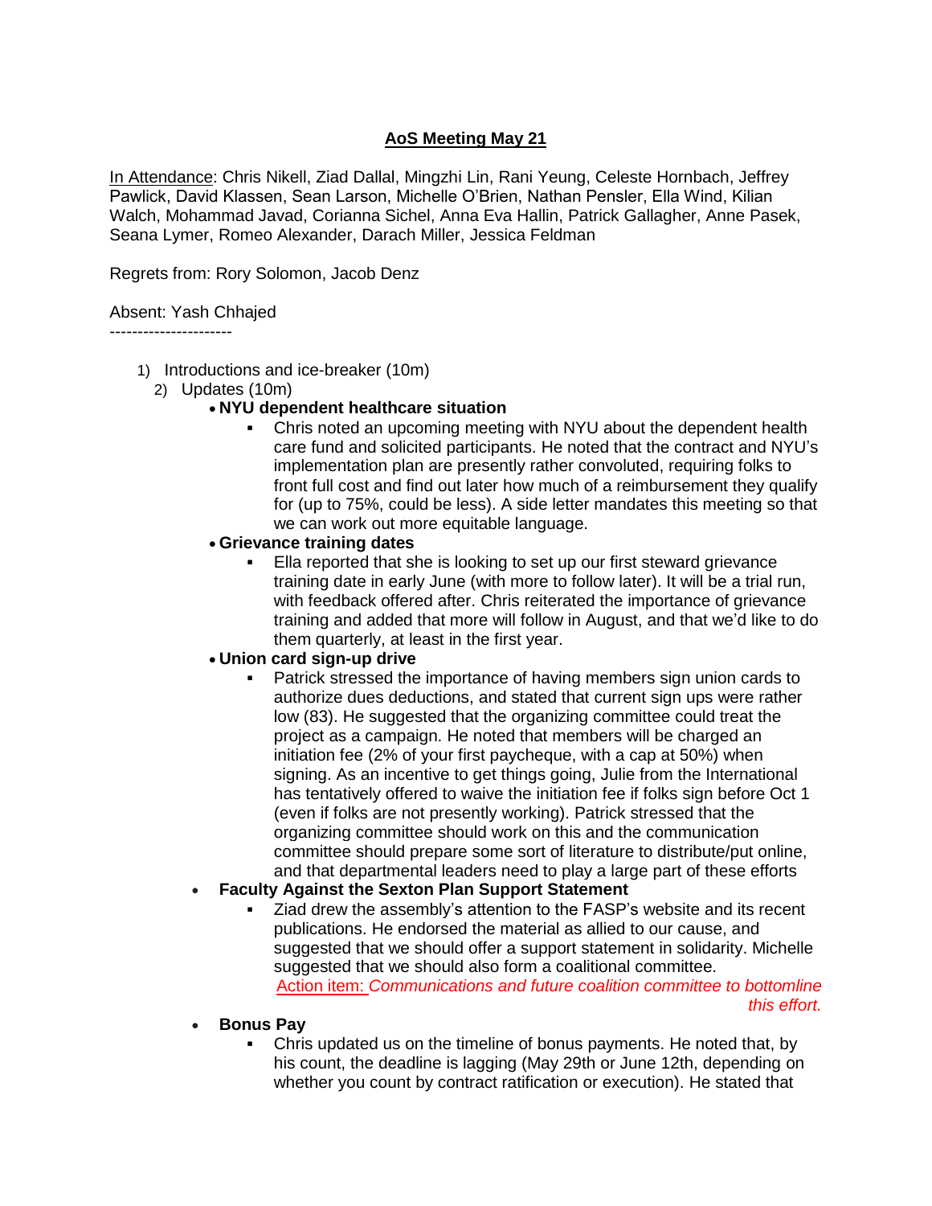# AoS Meeting May 21

In Attendance: Chris Nikell, Ziad Dallal, Mingzhi Lin, Rani Yeung, Celeste Hornbach, Jeffrey Pawlick, David Klassen, Sean Larson, Michelle O'Brien, Nathan Pensler, Ella Wind, Kilian Walch, Mohammad Javad, Corianna Sichel, Anna Eva Hallin, Patrick Gallagher, Anne Pasek, Seana Lymer, Romeo Alexander, Darach Miller, Jessica Feldman

Regrets from: Rory Solomon, Jacob Denz

Absent: Yash Chhajed

----------------------

1) Introductions and ice-breaker (10m)
2) Updates (10m)
   - **NYU dependent healthcare situation**
     - Chris noted an upcoming meeting with NYU about the dependent health care fund and solicited participants. He noted that the contract and NYU's implementation plan are presently rather convoluted, requiring folks to front full cost and find out later how much of a reimbursement they qualify for (up to 75%, could be less). A side letter mandates this meeting so that we can work out more equitable language.
   - **Grievance training dates**
     - Ella reported that she is looking to set up our first steward grievance training date in early June (with more to follow later). It will be a trial run, with feedback offered after. Chris reiterated the importance of grievance training and added that more will follow in August, and that we'd like to do them quarterly, at least in the first year.
   - **Union card sign-up drive**
     - Patrick stressed the importance of having members sign union cards to authorize dues deductions, and stated that current sign ups were rather low (83). He suggested that the organizing committee could treat the project as a campaign. He noted that members will be charged an initiation fee (2% of your first paycheque, with a cap at 50%) when signing. As an incentive to get things going, Julie from the International has tentatively offered to waive the initiation fee if folks sign before Oct 1 (even if folks are not presently working). Patrick stressed that the organizing committee should work on this and the communication committee should prepare some sort of literature to distribute/put online, and that departmental leaders need to play a large part of these efforts
   - **Faculty Against the Sexton Plan Support Statement**
     - Ziad drew the assembly's attention to the FASP's website and its recent publications. He endorsed the material as allied to our cause, and suggested that we should offer a support statement in solidarity. Michelle suggested that we should also form a coalitional committee.

       Action item: *Communications and future coalition committee to bottomline this effort.*
   - **Bonus Pay**
     - Chris updated us on the timeline of bonus payments. He noted that, by his count, the deadline is lagging (May 29th or June 12th, depending on whether you count by contract ratification or execution). He stated that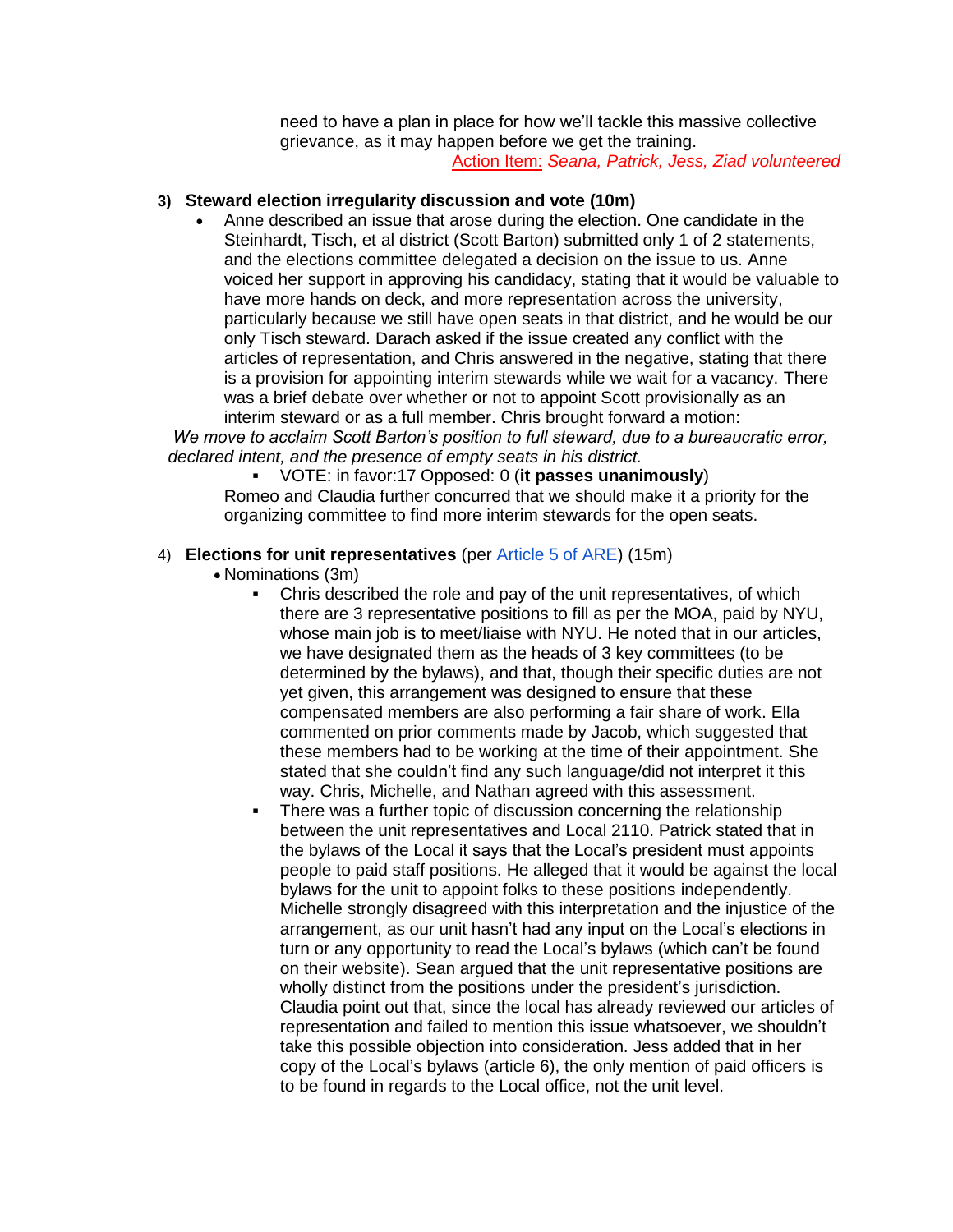need to have a plan in place for how we'll tackle this massive collective grievance, as it may happen before we get the training.

Action Item: *Seana, Patrick, Jess, Ziad volunteered*

3) **Steward election irregularity discussion and vote (10m)**

- Anne described an issue that arose during the election. One candidate in the Steinhardt, Tisch, et al district (Scott Barton) submitted only 1 of 2 statements, and the elections committee delegated a decision on the issue to us. Anne voiced her support in approving his candidacy, stating that it would be valuable to have more hands on deck, and more representation across the university, particularly because we still have open seats in that district, and he would be our only Tisch steward. Darach asked if the issue created any conflict with the articles of representation, and Chris answered in the negative, stating that there is a provision for appointing interim stewards while we wait for a vacancy. There was a brief debate over whether or not to appoint Scott provisionally as an interim steward or as a full member. Chris brought forward a motion:

*We move to acclaim Scott Barton's position to full steward, due to a bureaucratic error, declared intent, and the presence of empty seats in his district.*

  - VOTE: in favor:17 Opposed: 0 (**it passes unanimously**)

  Romeo and Claudia further concurred that we should make it a priority for the organizing committee to find more interim stewards for the open seats.

4) **Elections for unit representatives** (per [Article 5 of ARE]()) (15m)

- Nominations (3m)
  - Chris described the role and pay of the unit representatives, of which there are 3 representative positions to fill as per the MOA, paid by NYU, whose main job is to meet/liaise with NYU. He noted that in our articles, we have designated them as the heads of 3 key committees (to be determined by the bylaws), and that, though their specific duties are not yet given, this arrangement was designed to ensure that these compensated members are also performing a fair share of work. Ella commented on prior comments made by Jacob, which suggested that these members had to be working at the time of their appointment. She stated that she couldn't find any such language/did not interpret it this way. Chris, Michelle, and Nathan agreed with this assessment.
  - There was a further topic of discussion concerning the relationship between the unit representatives and Local 2110. Patrick stated that in the bylaws of the Local it says that the Local's president must appoints people to paid staff positions. He alleged that it would be against the local bylaws for the unit to appoint folks to these positions independently. Michelle strongly disagreed with this interpretation and the injustice of the arrangement, as our unit hasn't had any input on the Local's elections in turn or any opportunity to read the Local's bylaws (which can't be found on their website). Sean argued that the unit representative positions are wholly distinct from the positions under the president's jurisdiction. Claudia point out that, since the local has already reviewed our articles of representation and failed to mention this issue whatsoever, we shouldn't take this possible objection into consideration. Jess added that in her copy of the Local's bylaws (article 6), the only mention of paid officers is to be found in regards to the Local office, not the unit level.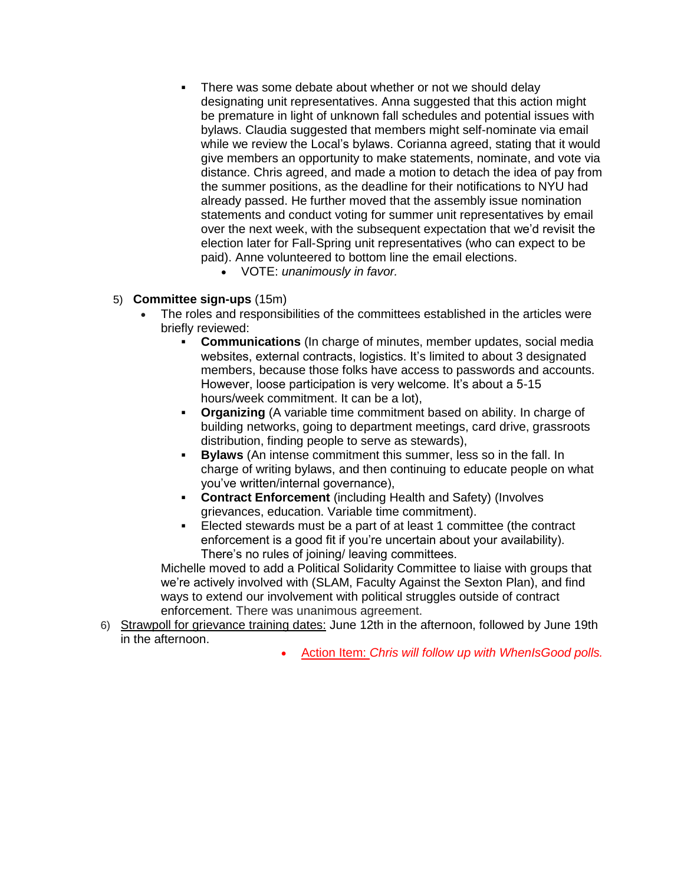- There was some debate about whether or not we should delay designating unit representatives. Anna suggested that this action might be premature in light of unknown fall schedules and potential issues with bylaws. Claudia suggested that members might self-nominate via email while we review the Local's bylaws. Corianna agreed, stating that it would give members an opportunity to make statements, nominate, and vote via distance. Chris agreed, and made a motion to detach the idea of pay from the summer positions, as the deadline for their notifications to NYU had already passed. He further moved that the assembly issue nomination statements and conduct voting for summer unit representatives by email over the next week, with the subsequent expectation that we'd revisit the election later for Fall-Spring unit representatives (who can expect to be paid). Anne volunteered to bottom line the email elections.
  - VOTE: *unanimously in favor.*

5) **Committee sign-ups** (15m)
   - The roles and responsibilities of the committees established in the articles were briefly reviewed:
     - **Communications** (In charge of minutes, member updates, social media websites, external contracts, logistics. It's limited to about 3 designated members, because those folks have access to passwords and accounts. However, loose participation is very welcome. It's about a 5-15 hours/week commitment. It can be a lot),
     - **Organizing** (A variable time commitment based on ability. In charge of building networks, going to department meetings, card drive, grassroots distribution, finding people to serve as stewards),
     - **Bylaws** (An intense commitment this summer, less so in the fall. In charge of writing bylaws, and then continuing to educate people on what you've written/internal governance),
     - **Contract Enforcement** (including Health and Safety) (Involves grievances, education. Variable time commitment).
     - Elected stewards must be a part of at least 1 committee (the contract enforcement is a good fit if you're uncertain about your availability). There's no rules of joining/ leaving committees.

   Michelle moved to add a Political Solidarity Committee to liaise with groups that we're actively involved with (SLAM, Faculty Against the Sexton Plan), and find ways to extend our involvement with political struggles outside of contract enforcement. There was unanimous agreement.

6) Strawpoll for grievance training dates: June 12th in the afternoon, followed by June 19th in the afternoon.
   - Action Item: *Chris will follow up with WhenIsGood polls.*